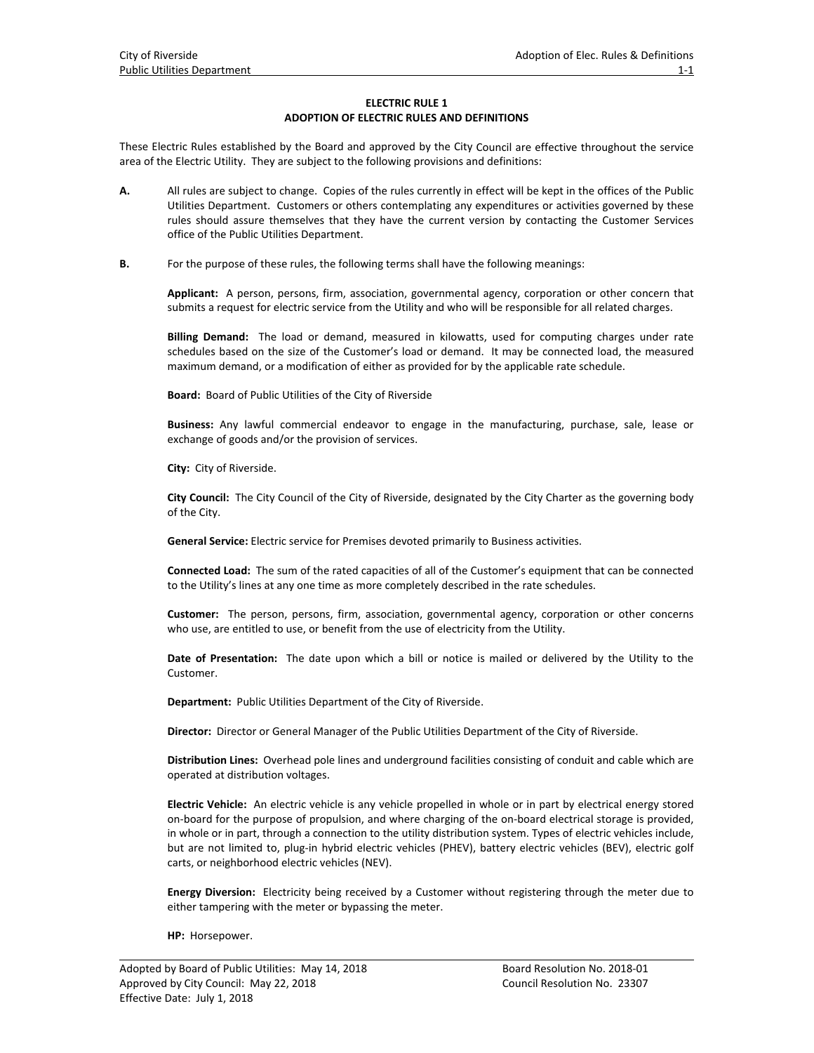# ELECTRIC RULE 1
## ADOPTION OF ELECTRIC RULES AND DEFINITIONS

These Electric Rules established by the Board and approved by the City Council are effective throughout the service area of the Electric Utility. They are subject to the following provisions and definitions:

**A.** All rules are subject to change. Copies of the rules currently in effect will be kept in the offices of the Public Utilities Department. Customers or others contemplating any expenditures or activities governed by these rules should assure themselves that they have the current version by contacting the Customer Services office of the Public Utilities Department.

**B.** For the purpose of these rules, the following terms shall have the following meanings:

**Applicant:** A person, persons, firm, association, governmental agency, corporation or other concern that submits a request for electric service from the Utility and who will be responsible for all related charges.

**Billing Demand:** The load or demand, measured in kilowatts, used for computing charges under rate schedules based on the size of the Customer's load or demand. It may be connected load, the measured maximum demand, or a modification of either as provided for by the applicable rate schedule.

**Board:** Board of Public Utilities of the City of Riverside

**Business:** Any lawful commercial endeavor to engage in the manufacturing, purchase, sale, lease or exchange of goods and/or the provision of services.

**City:** City of Riverside.

**City Council:** The City Council of the City of Riverside, designated by the City Charter as the governing body of the City.

**General Service:** Electric service for Premises devoted primarily to Business activities.

**Connected Load:** The sum of the rated capacities of all of the Customer's equipment that can be connected to the Utility's lines at any one time as more completely described in the rate schedules.

**Customer:** The person, persons, firm, association, governmental agency, corporation or other concerns who use, are entitled to use, or benefit from the use of electricity from the Utility.

**Date of Presentation:** The date upon which a bill or notice is mailed or delivered by the Utility to the Customer.

**Department:** Public Utilities Department of the City of Riverside.

**Director:** Director or General Manager of the Public Utilities Department of the City of Riverside.

**Distribution Lines:** Overhead pole lines and underground facilities consisting of conduit and cable which are operated at distribution voltages.

**Electric Vehicle:** An electric vehicle is any vehicle propelled in whole or in part by electrical energy stored on-board for the purpose of propulsion, and where charging of the on-board electrical storage is provided, in whole or in part, through a connection to the utility distribution system. Types of electric vehicles include, but are not limited to, plug-in hybrid electric vehicles (PHEV), battery electric vehicles (BEV), electric golf carts, or neighborhood electric vehicles (NEV).

**Energy Diversion:** Electricity being received by a Customer without registering through the meter due to either tampering with the meter or bypassing the meter.

**HP:** Horsepower.

Adopted by Board of Public Utilities: May 14, 2018 — Board Resolution No. 2018-01
Approved by City Council: May 22, 2018 — Council Resolution No. 23307
Effective Date: July 1, 2018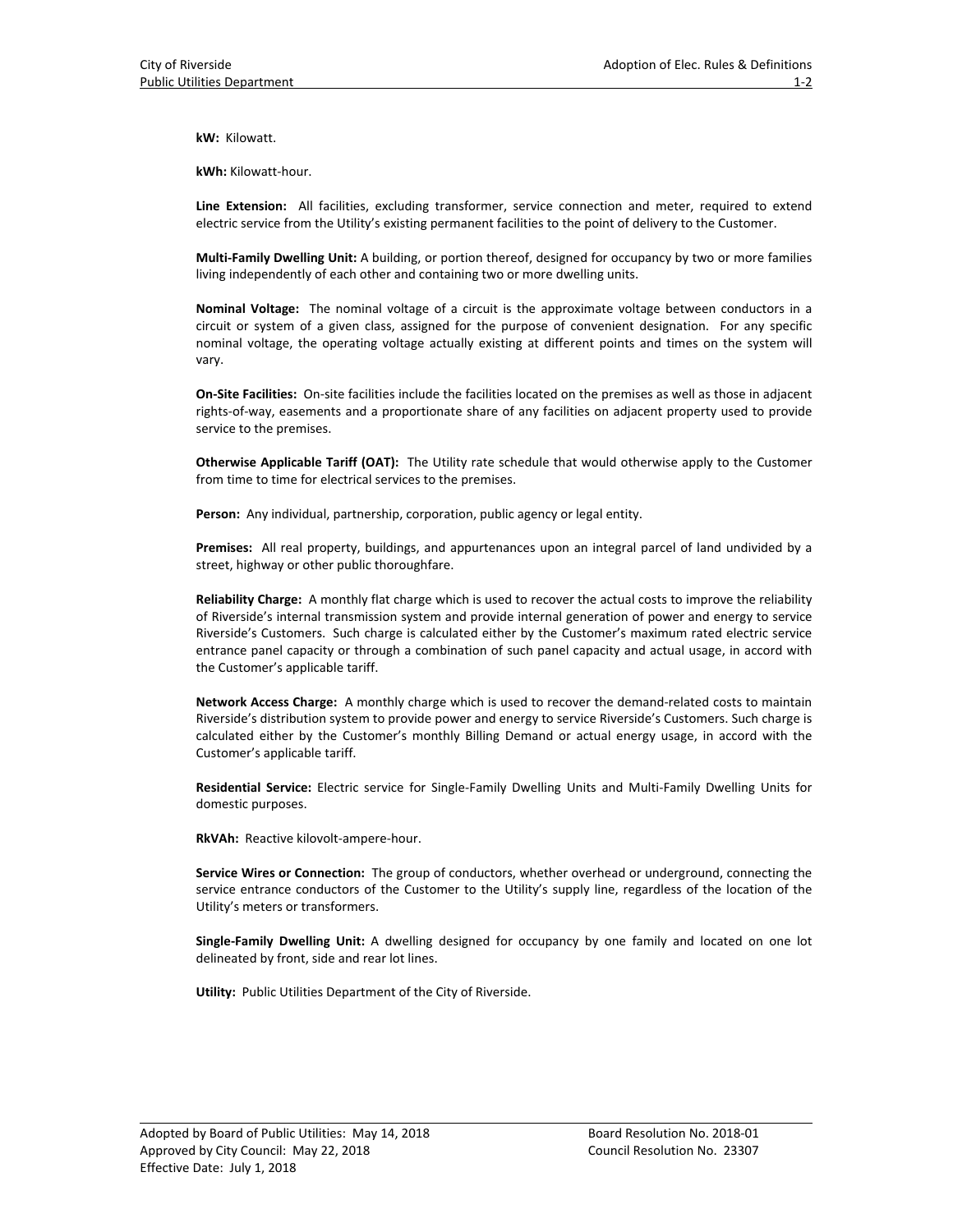**kW:** Kilowatt.

**kWh:** Kilowatt-hour.

**Line Extension:** All facilities, excluding transformer, service connection and meter, required to extend electric service from the Utility's existing permanent facilities to the point of delivery to the Customer.

**Multi-Family Dwelling Unit:** A building, or portion thereof, designed for occupancy by two or more families living independently of each other and containing two or more dwelling units.

**Nominal Voltage:** The nominal voltage of a circuit is the approximate voltage between conductors in a circuit or system of a given class, assigned for the purpose of convenient designation. For any specific nominal voltage, the operating voltage actually existing at different points and times on the system will vary.

**On-Site Facilities:** On-site facilities include the facilities located on the premises as well as those in adjacent rights-of-way, easements and a proportionate share of any facilities on adjacent property used to provide service to the premises.

**Otherwise Applicable Tariff (OAT):** The Utility rate schedule that would otherwise apply to the Customer from time to time for electrical services to the premises.

**Person:** Any individual, partnership, corporation, public agency or legal entity.

**Premises:** All real property, buildings, and appurtenances upon an integral parcel of land undivided by a street, highway or other public thoroughfare.

**Reliability Charge:** A monthly flat charge which is used to recover the actual costs to improve the reliability of Riverside's internal transmission system and provide internal generation of power and energy to service Riverside's Customers. Such charge is calculated either by the Customer's maximum rated electric service entrance panel capacity or through a combination of such panel capacity and actual usage, in accord with the Customer's applicable tariff.

**Network Access Charge:** A monthly charge which is used to recover the demand-related costs to maintain Riverside's distribution system to provide power and energy to service Riverside's Customers. Such charge is calculated either by the Customer's monthly Billing Demand or actual energy usage, in accord with the Customer's applicable tariff.

**Residential Service:** Electric service for Single-Family Dwelling Units and Multi-Family Dwelling Units for domestic purposes.

**RkVAh:** Reactive kilovolt-ampere-hour.

**Service Wires or Connection:** The group of conductors, whether overhead or underground, connecting the service entrance conductors of the Customer to the Utility's supply line, regardless of the location of the Utility's meters or transformers.

**Single-Family Dwelling Unit:** A dwelling designed for occupancy by one family and located on one lot delineated by front, side and rear lot lines.

**Utility:** Public Utilities Department of the City of Riverside.